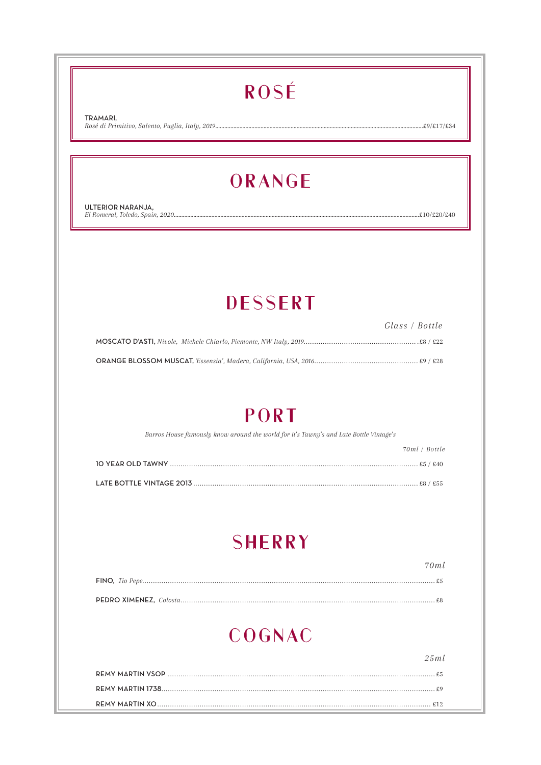# ROSÉ

**TRAMARI,**
*Rosé di Primitivo, Salento, Puglia, Italy, 2019* ........ £9/£17/£34

# ORANGE

**ULTERIOR NARANJA,**
*El Romeral, Toledo, Spain, 2020* ........ £10/£20/£40

# DESSERT

| | *Glass / Bottle* |
|---|---|
| **MOSCATO D'ASTI,** *Nivole, Michele Chiarlo, Piemonte, NW Italy, 2019* | £8 / £22 |
| **ORANGE BLOSSOM MUSCAT,** *'Essensia', Madera, California, USA, 2016* | £9 / £28 |

# PORT

*Barros House famously know around the world for it's Tawny's and Late Bottle Vintage's*

| | *70ml / Bottle* |
|---|---|
| **10 YEAR OLD TAWNY** | £5 / £40 |
| **LATE BOTTLE VINTAGE 2013** | £8 / £55 |

# SHERRY

| | *70ml* |
|---|---|
| **FINO,** *Tio Pepe* | £5 |
| **PEDRO XIMENEZ,** *Colosia* | £8 |

# COGNAC

| | *25ml* |
|---|---|
| **REMY MARTIN VSOP** | £5 |
| **REMY MARTIN 1738** | £9 |
| **REMY MARTIN XO** | £12 |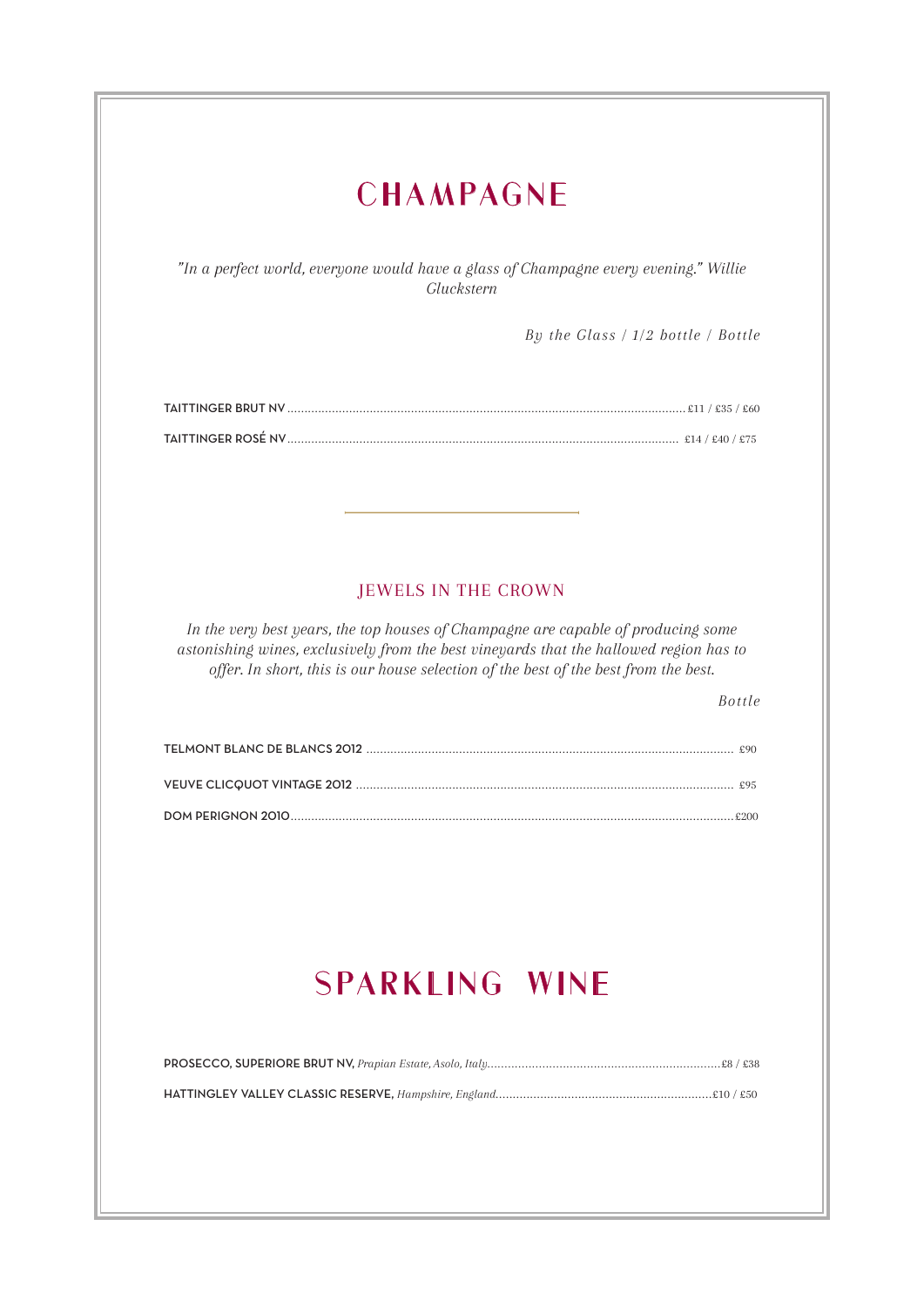# CHAMPAGNE

*"In a perfect world, everyone would have a glass of Champagne every evening." Willie Gluckstern*

*By the Glass / 1/2 bottle / Bottle*

TAITTINGER BRUT NV .......... £11 / £35 / £60

TAITTINGER ROSÉ NV .......... £14 / £40 / £75

## JEWELS IN THE CROWN

*In the very best years, the top houses of Champagne are capable of producing some astonishing wines, exclusively from the best vineyards that the hallowed region has to offer. In short, this is our house selection of the best of the best from the best.*

*Bottle*

TELMONT BLANC DE BLANCS 2012 .......... £90

VEUVE CLICQUOT VINTAGE 2012 .......... £95

DOM PERIGNON 2010 .......... £200

# SPARKLING WINE

PROSECCO, SUPERIORE BRUT NV, *Prapian Estate, Asolo, Italy* .......... £8 / £38

HATTINGLEY VALLEY CLASSIC RESERVE, *Hampshire, England* .......... £10 / £50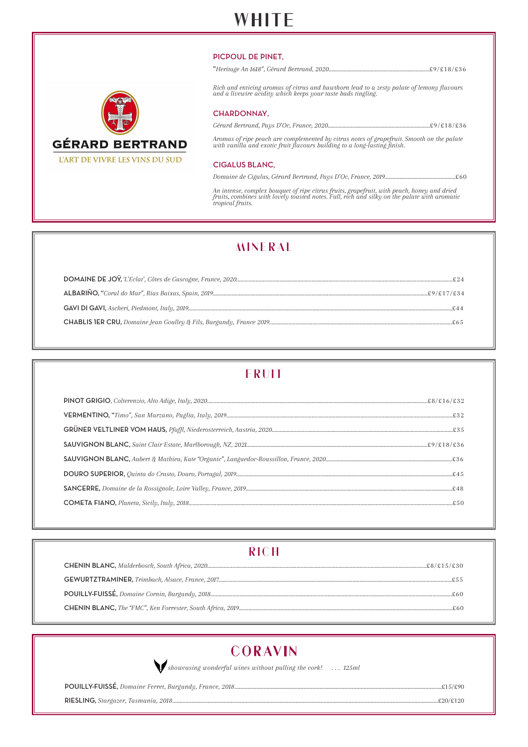# WHITE

GÉRARD BERTRAND

L'ART DE VIVRE LES VINS DU SUD

### PICPOUL DE PINET,

*"Heritage An 1618", Gérard Bertrand, 2020*..........£9/£18/£36

*Rich and enticing aromas of citrus and hawthorn lead to a zesty palate of lemony flavours and a livewire acidity which keeps your taste buds tingling.*

### CHARDONNAY,

*Gérard Bertrand, Pays D'Oc, France, 2020*..........£9/£18/£36

*Aromas of ripe peach are complemented by citrus notes of grapefruit. Smooth on the palate with vanilla and exotic fruit flavours building to a long-lasting finish.*

### CIGALUS BLANC,

*Domaine de Cigalus, Gérard Bertrand, Pays D'Oc, France, 2019*..........£60

*An intense, complex bouquet of ripe citrus fruits, grapefruit, with peach, honey and dried fruits, combines with lovely toasted notes. Full, rich and silky on the palate with aromatic tropical fruits.*

## MINERAL

**DOMAINE DE JOŸ,** *'L'Eclat', Côtes de Gascogne, France, 2020*..........£24

**ALBARIÑO,** *"Coral do Mar", Rias Baixas, Spain, 2019*..........£9/£17/£34

**GAVI DI GAVI,** *Ascheri, Piedmont, Italy, 2019*..........£44

**CHABLIS 1ER CRU,** *Domaine Jean Goulley & Fils, Burgundy, France 2019*..........£65

## FRUIT

**PINOT GRIGIO**, *Colterenzio, Alto Adige, Italy, 2020*..........£8/£16/£32

**VERMENTINO,** *"Timo", San Marzano, Puglia, Italy, 2019*..........£32

**GRÜNER VELTLINER VOM HAUS,** *Pfaffl, Niederosterreich, Austria, 2020*..........£35

**SAUVIGNON BLANC,** *Saint Clair Estate, Marlborough, NZ, 2021*..........£9/£18/£36

**SAUVIGNON BLANC,** *Aubert & Mathieu, Kate "Organic", Languedoc-Roussillon, France, 2020*..........£36

**DOURO SUPERIOR,** *Quinta do Crasto, Douro, Portugal, 2019*..........£45

**SANCERRE,** *Domaine de la Rossignole, Loire Valley, France, 2019*..........£48

**COMETA FIANO,** *Planeta, Sicily, Italy, 2018*..........£50

## RICH

**CHENIN BLANC,** *Mulderbosch, South Africa, 2020*..........£8/£15/£30

**GEWURTZTRAMINER,** *Trimbach, Alsace, France, 2017*..........£55

**POUILLY-FUISSÉ,** *Domaine Cornin, Burgundy, 2018*..........£60

**CHENIN BLANC,** *The "FMC", Ken Forrester, South Africa, 2019*..........£60

## CORAVIN

*showcasing wonderful wines without pulling the cork! ... 125ml*

**POUILLY-FUISSÉ,** *Domaine Ferret, Burgundy, France, 2018*..........£15/£90

**RIESLING,** *Stargazer, Tasmania, 2018*..........£20/£120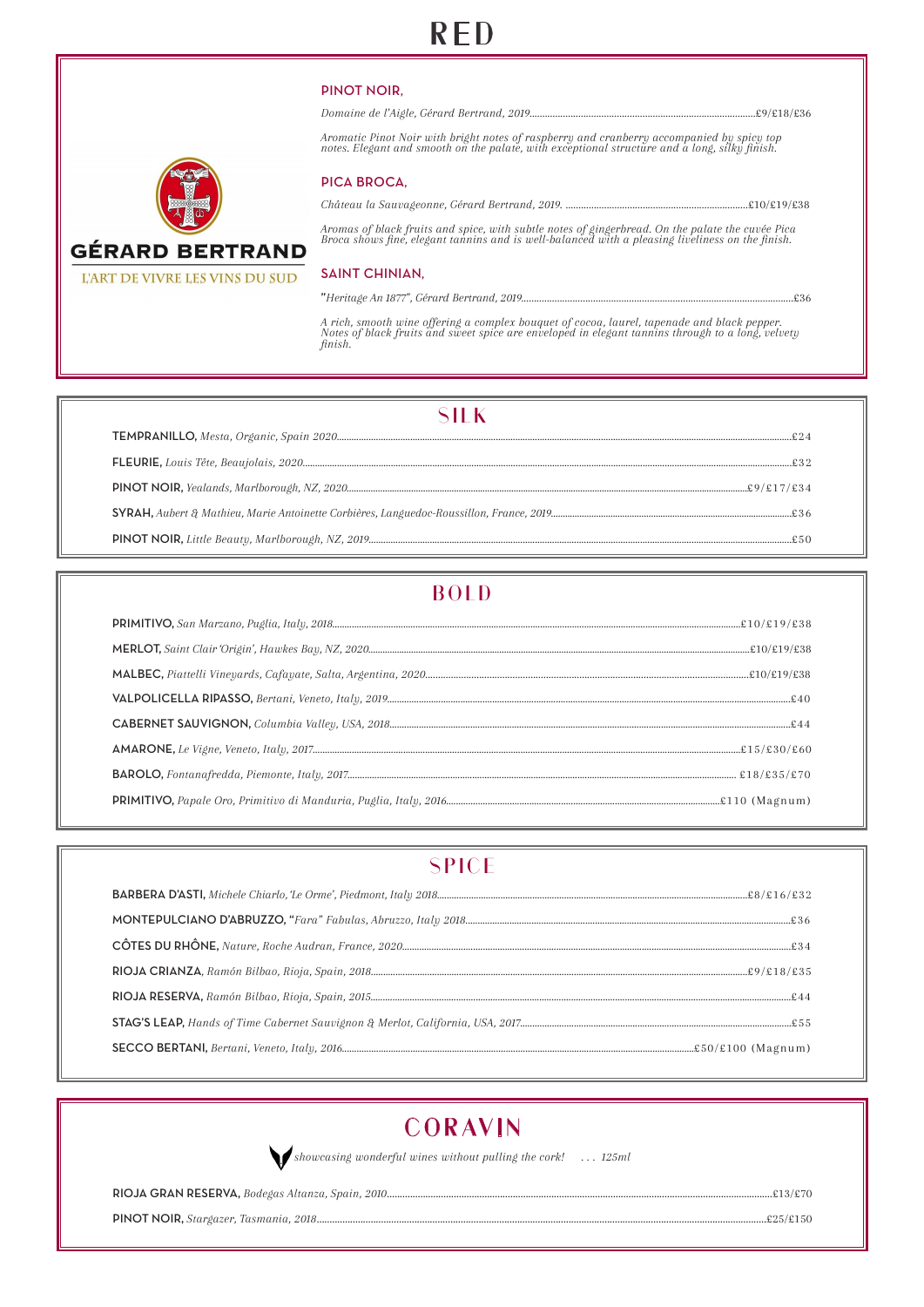// RED

GÉRARD BERTRAND

L'ART DE VIVRE LES VINS DU SUD

### PINOT NOIR,

*Domaine de l'Aigle, Gérard Bertrand, 2019*........£9/£18/£36

*Aromatic Pinot Noir with bright notes of raspberry and cranberry accompanied by spicy top notes. Elegant and smooth on the palate, with exceptional structure and a long, silky finish.*

### PICA BROCA,

*Château la Sauvageonne, Gérard Bertrand, 2019.*........£10/£19/£38

*Aromas of black fruits and spice, with subtle notes of gingerbread. On the palate the cuvée Pica Broca shows fine, elegant tannins and is well-balanced with a pleasing liveliness on the finish.*

### SAINT CHINIAN,

*"Heritage An 1877", Gérard Bertrand, 2019*........£36

*A rich, smooth wine offering a complex bouquet of cocoa, laurel, tapenade and black pepper. Notes of black fruits and sweet spice are enveloped in elegant tannins through to a long, velvety finish.*

## SILK

**TEMPRANILLO,** *Mesta, Organic, Spain 2020*........£24

**FLEURIE,** *Louis Tête, Beaujolais, 2020*........£32

**PINOT NOIR,** *Yealands, Marlborough, NZ, 2020*........£9/£17/£34

**SYRAH,** *Aubert & Mathieu, Marie Antoinette Corbières, Languedoc-Roussillon, France, 2019*........£36

**PINOT NOIR,** *Little Beauty, Marlborough, NZ, 2019*........£50

## BOLD

**PRIMITIVO,** *San Marzano, Puglia, Italy, 2018*........£10/£19/£38

**MERLOT,** *Saint Clair 'Origin', Hawkes Bay, NZ, 2020*........£10/£19/£38

**MALBEC,** *Piattelli Vineyards, Cafayate, Salta, Argentina, 2020*........£10/£19/£38

**VALPOLICELLA RIPASSO,** *Bertani, Veneto, Italy, 2019*........£40

**CABERNET SAUVIGNON,** *Columbia Valley, USA, 2018*........£44

**AMARONE,** *Le Vigne, Veneto, Italy, 2017*........£15/£30/£60

**BAROLO,** *Fontanafredda, Piemonte, Italy, 2017*........£18/£35/£70

**PRIMITIVO,** *Papale Oro, Primitivo di Manduria, Puglia, Italy, 2016*........£110 (Magnum)

## SPICE

**BARBERA D'ASTI,** *Michele Chiarlo, 'Le Orme', Piedmont, Italy 2018*........£8/£16/£32

**MONTEPULCIANO D'ABRUZZO,** *"Fara" Fabulas, Abruzzo, Italy 2018*........£36

**CÔTES DU RHÔNE,** *Nature, Roche Audran, France, 2020*........£34

**RIOJA CRIANZA,** *Ramón Bilbao, Rioja, Spain, 2018*........£9/£18/£35

**RIOJA RESERVA,** *Ramón Bilbao, Rioja, Spain, 2015*........£44

**STAG'S LEAP,** *Hands of Time Cabernet Sauvignon & Merlot, California, USA, 2017*........£55

**SECCO BERTANI,** *Bertani, Veneto, Italy, 2016*........£50/£100 (Magnum)

## CORAVIN

*showcasing wonderful wines without pulling the cork! ... 125ml*

**RIOJA GRAN RESERVA,** *Bodegas Altanza, Spain, 2010*........£13/£70

**PINOT NOIR,** *Stargazer, Tasmania, 2018*........£25/£150